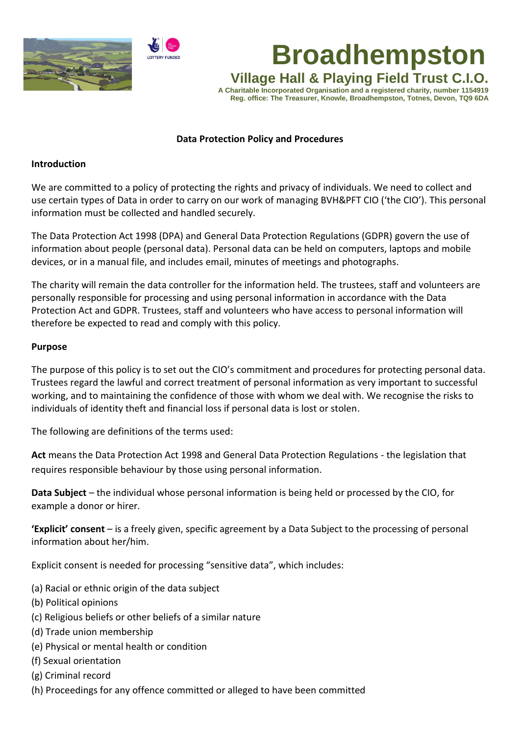# Broadhempston

## Village Hall & Playing Field Trust C.I.O.

**A Charitable Incorporated Organisation and a registered charity, number 1154919**
**Reg. office: The Treasurer, Knowle, Broadhempston, Totnes, Devon, TQ9 6DA**

**Data Protection Policy and Procedures**

### Introduction

We are committed to a policy of protecting the rights and privacy of individuals. We need to collect and use certain types of Data in order to carry on our work of managing BVH&PFT CIO ('the CIO'). This personal information must be collected and handled securely.

The Data Protection Act 1998 (DPA) and General Data Protection Regulations (GDPR) govern the use of information about people (personal data). Personal data can be held on computers, laptops and mobile devices, or in a manual file, and includes email, minutes of meetings and photographs.

The charity will remain the data controller for the information held. The trustees, staff and volunteers are personally responsible for processing and using personal information in accordance with the Data Protection Act and GDPR. Trustees, staff and volunteers who have access to personal information will therefore be expected to read and comply with this policy.

### Purpose

The purpose of this policy is to set out the CIO's commitment and procedures for protecting personal data. Trustees regard the lawful and correct treatment of personal information as very important to successful working, and to maintaining the confidence of those with whom we deal with. We recognise the risks to individuals of identity theft and financial loss if personal data is lost or stolen.

The following are definitions of the terms used:

**Act** means the Data Protection Act 1998 and General Data Protection Regulations - the legislation that requires responsible behaviour by those using personal information.

**Data Subject** – the individual whose personal information is being held or processed by the CIO, for example a donor or hirer.

**'Explicit' consent** – is a freely given, specific agreement by a Data Subject to the processing of personal information about her/him.

Explicit consent is needed for processing "sensitive data", which includes:

(a) Racial or ethnic origin of the data subject
(b) Political opinions
(c) Religious beliefs or other beliefs of a similar nature
(d) Trade union membership
(e) Physical or mental health or condition
(f) Sexual orientation
(g) Criminal record
(h) Proceedings for any offence committed or alleged to have been committed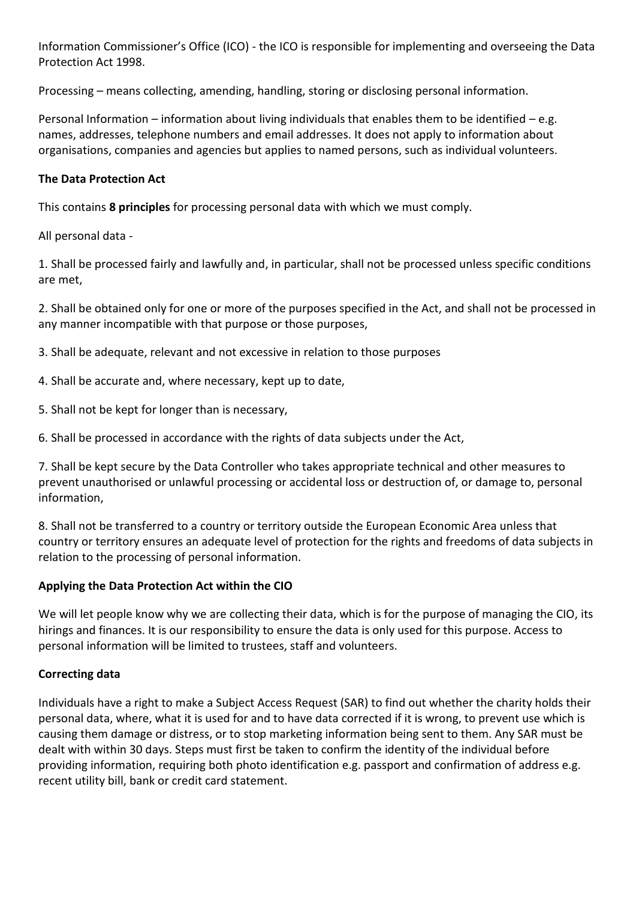Information Commissioner's Office (ICO) - the ICO is responsible for implementing and overseeing the Data Protection Act 1998.

Processing – means collecting, amending, handling, storing or disclosing personal information.

Personal Information – information about living individuals that enables them to be identified – e.g. names, addresses, telephone numbers and email addresses. It does not apply to information about organisations, companies and agencies but applies to named persons, such as individual volunteers.

**The Data Protection Act**

This contains **8 principles** for processing personal data with which we must comply.

All personal data -

1. Shall be processed fairly and lawfully and, in particular, shall not be processed unless specific conditions are met,

2. Shall be obtained only for one or more of the purposes specified in the Act, and shall not be processed in any manner incompatible with that purpose or those purposes,

3. Shall be adequate, relevant and not excessive in relation to those purposes

4. Shall be accurate and, where necessary, kept up to date,

5. Shall not be kept for longer than is necessary,

6. Shall be processed in accordance with the rights of data subjects under the Act,

7. Shall be kept secure by the Data Controller who takes appropriate technical and other measures to prevent unauthorised or unlawful processing or accidental loss or destruction of, or damage to, personal information,

8. Shall not be transferred to a country or territory outside the European Economic Area unless that country or territory ensures an adequate level of protection for the rights and freedoms of data subjects in relation to the processing of personal information.

**Applying the Data Protection Act within the CIO**

We will let people know why we are collecting their data, which is for the purpose of managing the CIO, its hirings and finances. It is our responsibility to ensure the data is only used for this purpose. Access to personal information will be limited to trustees, staff and volunteers.

**Correcting data**

Individuals have a right to make a Subject Access Request (SAR) to find out whether the charity holds their personal data, where, what it is used for and to have data corrected if it is wrong, to prevent use which is causing them damage or distress, or to stop marketing information being sent to them. Any SAR must be dealt with within 30 days. Steps must first be taken to confirm the identity of the individual before providing information, requiring both photo identification e.g. passport and confirmation of address e.g. recent utility bill, bank or credit card statement.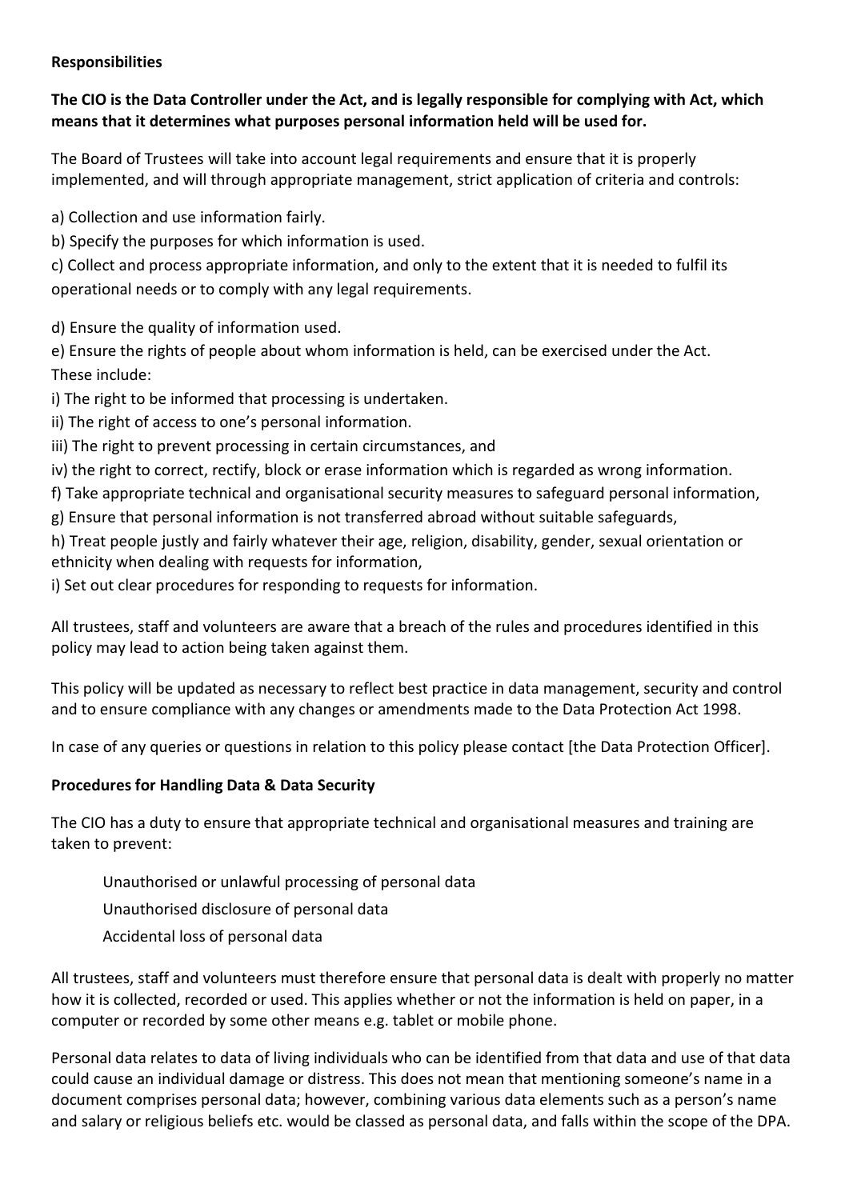**Responsibilities**

**The CIO is the Data Controller under the Act, and is legally responsible for complying with Act, which means that it determines what purposes personal information held will be used for.**

The Board of Trustees will take into account legal requirements and ensure that it is properly implemented, and will through appropriate management, strict application of criteria and controls:

a) Collection and use information fairly.
b) Specify the purposes for which information is used.
c) Collect and process appropriate information, and only to the extent that it is needed to fulfil its operational needs or to comply with any legal requirements.

d) Ensure the quality of information used.
e) Ensure the rights of people about whom information is held, can be exercised under the Act.
These include:
i) The right to be informed that processing is undertaken.
ii) The right of access to one's personal information.
iii) The right to prevent processing in certain circumstances, and
iv) the right to correct, rectify, block or erase information which is regarded as wrong information.
f) Take appropriate technical and organisational security measures to safeguard personal information,
g) Ensure that personal information is not transferred abroad without suitable safeguards,
h) Treat people justly and fairly whatever their age, religion, disability, gender, sexual orientation or ethnicity when dealing with requests for information,
i) Set out clear procedures for responding to requests for information.

All trustees, staff and volunteers are aware that a breach of the rules and procedures identified in this policy may lead to action being taken against them.

This policy will be updated as necessary to reflect best practice in data management, security and control and to ensure compliance with any changes or amendments made to the Data Protection Act 1998.

In case of any queries or questions in relation to this policy please contact [the Data Protection Officer].

**Procedures for Handling Data & Data Security**

The CIO has a duty to ensure that appropriate technical and organisational measures and training are taken to prevent:

- Unauthorised or unlawful processing of personal data
- Unauthorised disclosure of personal data
- Accidental loss of personal data

All trustees, staff and volunteers must therefore ensure that personal data is dealt with properly no matter how it is collected, recorded or used. This applies whether or not the information is held on paper, in a computer or recorded by some other means e.g. tablet or mobile phone.

Personal data relates to data of living individuals who can be identified from that data and use of that data could cause an individual damage or distress. This does not mean that mentioning someone's name in a document comprises personal data; however, combining various data elements such as a person's name and salary or religious beliefs etc. would be classed as personal data, and falls within the scope of the DPA.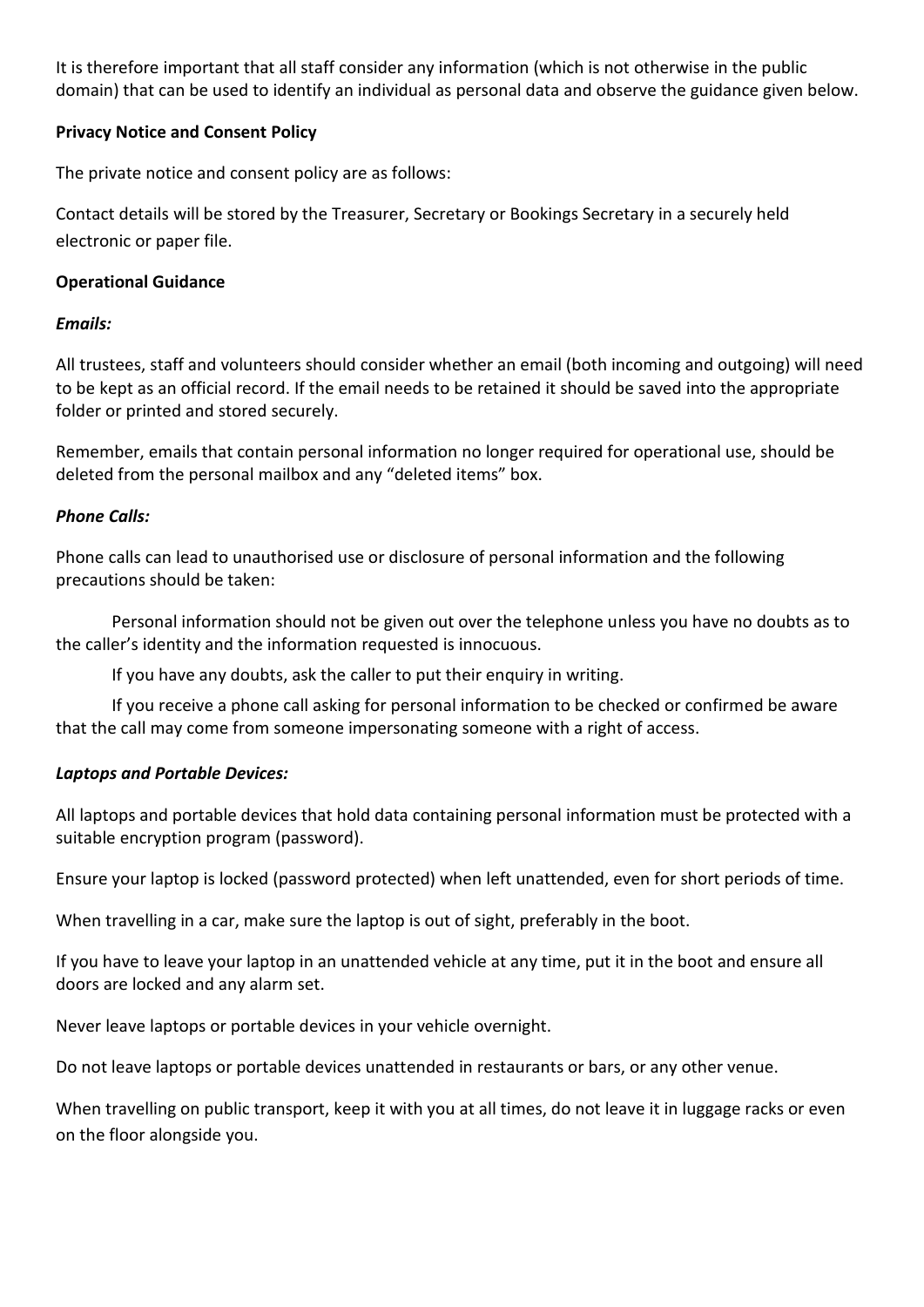It is therefore important that all staff consider any information (which is not otherwise in the public domain) that can be used to identify an individual as personal data and observe the guidance given below.

**Privacy Notice and Consent Policy**

The private notice and consent policy are as follows:

Contact details will be stored by the Treasurer, Secretary or Bookings Secretary in a securely held electronic or paper file.

**Operational Guidance**

***Emails:***

All trustees, staff and volunteers should consider whether an email (both incoming and outgoing) will need to be kept as an official record. If the email needs to be retained it should be saved into the appropriate folder or printed and stored securely.

Remember, emails that contain personal information no longer required for operational use, should be deleted from the personal mailbox and any "deleted items" box.

***Phone Calls:***

Phone calls can lead to unauthorised use or disclosure of personal information and the following precautions should be taken:

Personal information should not be given out over the telephone unless you have no doubts as to the caller's identity and the information requested is innocuous.

If you have any doubts, ask the caller to put their enquiry in writing.

If you receive a phone call asking for personal information to be checked or confirmed be aware that the call may come from someone impersonating someone with a right of access.

***Laptops and Portable Devices:***

All laptops and portable devices that hold data containing personal information must be protected with a suitable encryption program (password).

Ensure your laptop is locked (password protected) when left unattended, even for short periods of time.

When travelling in a car, make sure the laptop is out of sight, preferably in the boot.

If you have to leave your laptop in an unattended vehicle at any time, put it in the boot and ensure all doors are locked and any alarm set.

Never leave laptops or portable devices in your vehicle overnight.

Do not leave laptops or portable devices unattended in restaurants or bars, or any other venue.

When travelling on public transport, keep it with you at all times, do not leave it in luggage racks or even on the floor alongside you.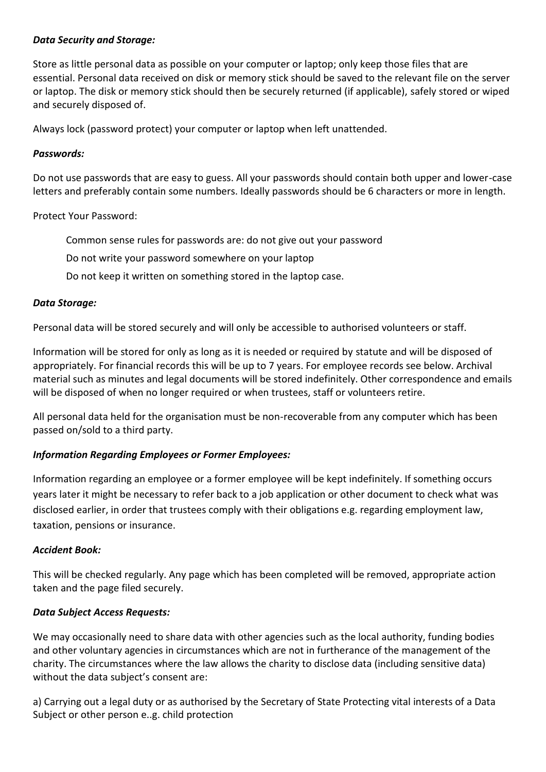***Data Security and Storage:***

Store as little personal data as possible on your computer or laptop; only keep those files that are essential. Personal data received on disk or memory stick should be saved to the relevant file on the server or laptop. The disk or memory stick should then be securely returned (if applicable), safely stored or wiped and securely disposed of.

Always lock (password protect) your computer or laptop when left unattended.

***Passwords:***

Do not use passwords that are easy to guess. All your passwords should contain both upper and lower-case letters and preferably contain some numbers. Ideally passwords should be 6 characters or more in length.

Protect Your Password:

Common sense rules for passwords are: do not give out your password

Do not write your password somewhere on your laptop

Do not keep it written on something stored in the laptop case.

***Data Storage:***

Personal data will be stored securely and will only be accessible to authorised volunteers or staff.

Information will be stored for only as long as it is needed or required by statute and will be disposed of appropriately. For financial records this will be up to 7 years. For employee records see below. Archival material such as minutes and legal documents will be stored indefinitely. Other correspondence and emails will be disposed of when no longer required or when trustees, staff or volunteers retire.

All personal data held for the organisation must be non-recoverable from any computer which has been passed on/sold to a third party.

***Information Regarding Employees or Former Employees:***

Information regarding an employee or a former employee will be kept indefinitely. If something occurs years later it might be necessary to refer back to a job application or other document to check what was disclosed earlier, in order that trustees comply with their obligations e.g. regarding employment law, taxation, pensions or insurance.

***Accident Book:***

This will be checked regularly. Any page which has been completed will be removed, appropriate action taken and the page filed securely.

***Data Subject Access Requests:***

We may occasionally need to share data with other agencies such as the local authority, funding bodies and other voluntary agencies in circumstances which are not in furtherance of the management of the charity. The circumstances where the law allows the charity to disclose data (including sensitive data) without the data subject's consent are:

a) Carrying out a legal duty or as authorised by the Secretary of State Protecting vital interests of a Data Subject or other person e..g. child protection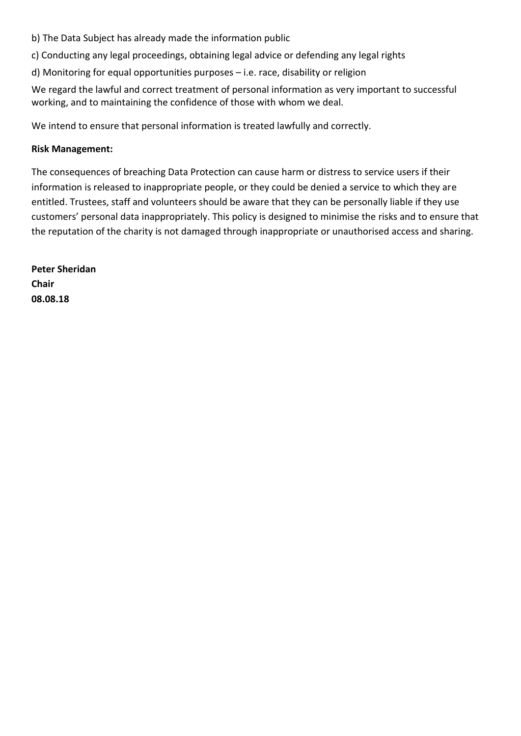b) The Data Subject has already made the information public

c) Conducting any legal proceedings, obtaining legal advice or defending any legal rights

d) Monitoring for equal opportunities purposes – i.e. race, disability or religion

We regard the lawful and correct treatment of personal information as very important to successful working, and to maintaining the confidence of those with whom we deal.

We intend to ensure that personal information is treated lawfully and correctly.

**Risk Management:**

The consequences of breaching Data Protection can cause harm or distress to service users if their information is released to inappropriate people, or they could be denied a service to which they are entitled. Trustees, staff and volunteers should be aware that they can be personally liable if they use customers' personal data inappropriately. This policy is designed to minimise the risks and to ensure that the reputation of the charity is not damaged through inappropriate or unauthorised access and sharing.

**Peter Sheridan**
**Chair**
**08.08.18**